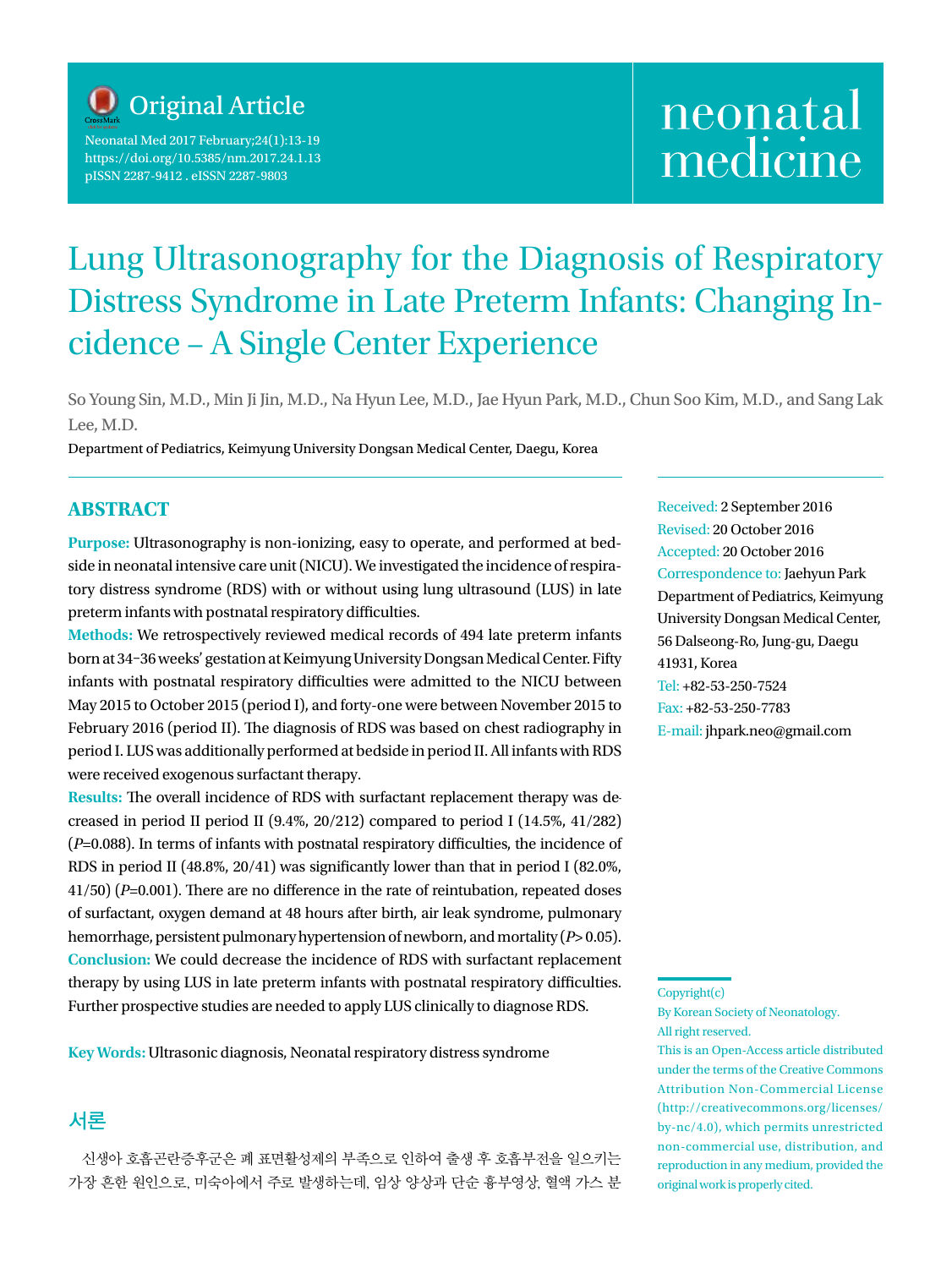Original Article

# Lung Ultrasonography for the Diagnosis of Respiratory Distress Syndrome in Late Preterm Infants: Changing Incidence – A Single Center Experience

So Young Sin, M.D., Min Ji Jin, M.D., Na Hyun Lee, M.D., Jae Hyun Park, M.D., Chun Soo Kim, M.D., and Sang Lak Lee, M.D.

Department of Pediatrics, Keimyung University Dongsan Medical Center, Daegu, Korea

## ABSTRACT

**Purpose:** Ultrasonography is non-ionizing, easy to operate, and performed at bedside in neonatal intensive care unit (NICU). We investigated the incidence of respiratory distress syndrome (RDS) with or without using lung ultrasound (LUS) in late preterm infants with postnatal respiratory difficulties.

**Methods:** We retrospectively reviewed medical records of 494 late preterm infants born at 34−36 weeks' gestation at Keimyung University Dongsan Medical Center. Fifty infants with postnatal respiratory difficulties were admitted to the NICU between May 2015 to October 2015 (period I), and forty-one were between November 2015 to February 2016 (period II). The diagnosis of RDS was based on chest radiography in period I. LUS was additionally performed at bedside in period II. All infants with RDS were received exogenous surfactant therapy.

**Results:** The overall incidence of RDS with surfactant replacement therapy was decreased in period II period II (9.4%, 20/212) compared to period I (14.5%, 41/282) ($P$=0.088). In terms of infants with postnatal respiratory difficulties, the incidence of RDS in period II (48.8%, 20/41) was significantly lower than that in period I (82.0%, 41/50) ($P$=0.001). There are no difference in the rate of reintubation, repeated doses of surfactant, oxygen demand at 48 hours after birth, air leak syndrome, pulmonary hemorrhage, persistent pulmonary hypertension of newborn, and mortality ($P$>0.05).

**Conclusion:** We could decrease the incidence of RDS with surfactant replacement therapy by using LUS in late preterm infants with postnatal respiratory difficulties. Further prospective studies are needed to apply LUS clinically to diagnose RDS.

**Key Words:** Ultrasonic diagnosis, Neonatal respiratory distress syndrome

Received: 2 September 2016
Revised: 20 October 2016
Accepted: 20 October 2016
Correspondence to: Jaehyun Park
Department of Pediatrics, Keimyung University Dongsan Medical Center, 56 Dalseong-Ro, Jung-gu, Daegu 41931, Korea
Tel: +82-53-250-7524
Fax: +82-53-250-7783
E-mail: jhpark.neo@gmail.com

Copyright(c)
By Korean Society of Neonatology.
All right reserved.
This is an Open-Access article distributed under the terms of the Creative Commons Attribution Non-Commercial License (http://creativecommons.org/licenses/by-nc/4.0), which permits unrestricted non-commercial use, distribution, and reproduction in any medium, provided the original work is properly cited.

## 서론

신생아 호흡곤란증후군은 폐 표면활성제의 부족으로 인하여 출생 후 호흡부전을 일으키는 가장 흔한 원인으로, 미숙아에서 주로 발생하는데, 임상 양상과 단순 흉부영상, 혈액 가스 분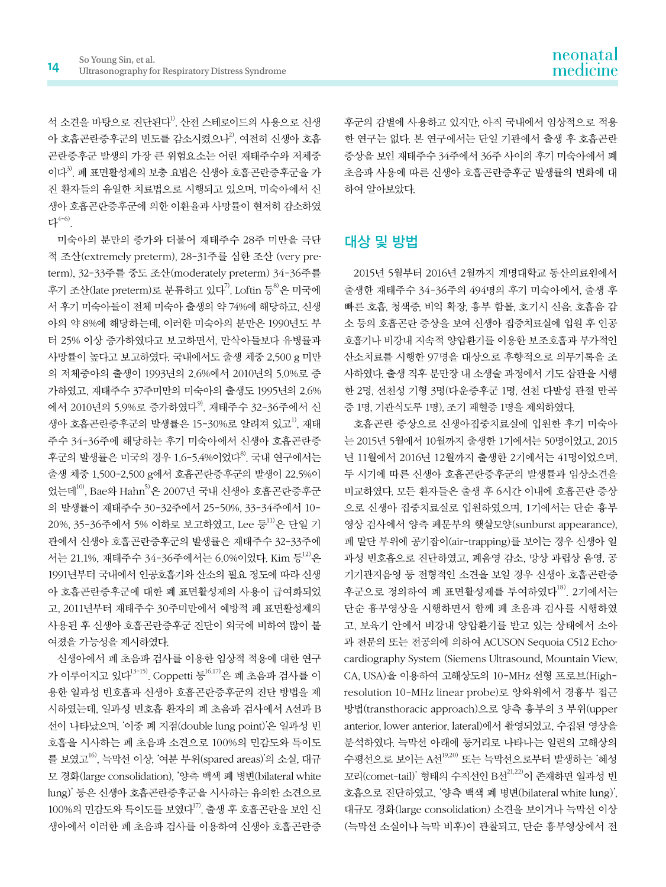석 소견을 바탕으로 진단된다[1]. 산전 스테로이드의 사용으로 신생아 호흡곤란증후군의 빈도를 감소시켰으나[2], 여전히 신생아 호흡곤란증후군 발생의 가장 큰 위험요소는 어린 재태주수와 저체중이다[3]. 폐 표면활성제의 보충 요법은 신생아 호흡곤란증후군을 가진 환자들의 유일한 치료법으로 시행되고 있으며, 미숙아에서 신생아 호흡곤란증후군에 의한 이환율과 사망률이 현저히 감소하였다[4-6].

미숙아의 분만의 증가와 더불어 재태주수 28주 미만을 극단적 조산(extremely preterm), 28-31주를 심한 조산 (very preterm), 32-33주를 중도 조산(moderately preterm) 34-36주를 후기 조산(late preterm)로 분류하고 있다[7]. Loftin 등[8]은 미국에서 후기 미숙아들이 전체 미숙아 출생의 약 74%에 해당하고, 신생아의 약 8%에 해당하는데, 이러한 미숙아의 분만은 1990년도 부터 25% 이상 증가하였다고 보고하면서, 만삭아들보다 유병률과 사망률이 높다고 보고하였다. 국내에서도 출생 체중 2,500 g 미만의 저체중아의 출생이 1993년의 2.6%에서 2010년의 5.0%로 증가하였고, 재태주수 37주미만의 미숙아의 출생도 1995년의 2.6%에서 2010년의 5.9%로 증가하였다[9]. 재태주수 32-36주에서 신생아 호흡곤란증후군의 발생률은 15-30%로 알려져 있고[1], 재태주수 34-36주에 해당하는 후기 미숙아에서 신생아 호흡곤란증후군의 발생률은 미국의 경우 1.6-5.4%이었다[8]. 국내 연구에서는 출생 체중 1,500-2,500 g에서 호흡곤란증후군의 발생이 22.5%이었는데[10], Bae와 Hahn[5]은 2007년 국내 신생아 호흡곤란증후군의 발생률이 재태주수 30-32주에서 25-50%, 33-34주에서 10-20%, 35-36주에서 5% 이하로 보고하였고, Lee 등[11]은 단일 기관에서 신생아 호흡곤란증후군의 발생률은 재태주수 32-33주에서는 21.1%, 재태주수 34-36주에서는 6.0%이었다. Kim 등[12]은 1991년부터 국내에서 인공호흡기와 산소의 필요 정도에 따라 신생아 호흡곤란증후군에 대한 폐 표면활성제의 사용이 급여화되었고, 2011년부터 재태주수 30주미만에서 예방적 폐 표면활성제의 사용된 후 신생아 호흡곤란증후군 진단이 외국에 비하여 많이 불려졌을 가능성을 제시하였다.

신생아에서 폐 초음파 검사를 이용한 임상적 적용에 대한 연구가 이루어지고 있다[13-15]. Coppetti 등[16,17]은 폐 초음파 검사를 이용한 일과성 빈호흡과 신생아 호흡곤란증후군의 진단 방법을 제시하였는데, 일과성 빈호흡 환자의 폐 초음파 검사에서 A선과 B선이 나타났으며, '이중 폐 지점(double lung point)'은 일과성 빈호흡을 시사하는 폐 초음파 소견으로 100%의 민감도와 특이도를 보였고[16], 늑막선 이상, '여분 부위(spared areas)'의 소실, 대규모 경화(large consolidation), '양측 백색 폐 병변(bilateral white lung)' 등은 신생아 호흡곤란증후군을 시사하는 유의한 소견으로 100%의 민감도와 특이도를 보였다[17]. 출생 후 호흡곤란을 보인 신생아에서 이러한 폐 초음파 검사를 이용하여 신생아 호흡곤란증후군의 감별에 사용하고 있지만, 아직 국내에서 임상적으로 적용한 연구는 없다. 본 연구에서는 단일 기관에서 출생 후 호흡곤란 증상을 보인 재태주수 34주에서 36주 사이의 후기 미숙아에서 폐 초음파 사용에 따른 신생아 호흡곤란증후군 발생률의 변화에 대하여 알아보았다.

## 대상 및 방법

2015년 5월부터 2016년 2월까지 계명대학교 동산의료원에서 출생한 재태주수 34-36주의 494명의 후기 미숙아에서, 출생 후 빠른 호흡, 청색증, 비익 확장, 흉부 함몰, 호기시 신음, 호흡음 감소 등의 호흡곤란 증상을 보여 신생아 집중치료실에 입원 후 인공호흡기나 비강내 지속적 양압환기를 이용한 보조호흡과 부가적인 산소치료를 시행한 97명을 대상으로 후향적으로 의무기록을 조사하였다. 출생 직후 분만장 내 소생술 과정에서 기도 삽관을 시행한 2명, 선천성 기형 3명(다운증후군 1명, 선천 다발성 관절 만곡증 1명, 기관식도루 1명), 조기 패혈증 1명을 제외하였다.

호흡곤란 증상으로 신생아집중치료실에 입원한 후기 미숙아는 2015년 5월에서 10월까지 출생한 1기에서는 50명이었고, 2015년 11월에서 2016년 12월까지 출생한 2기에서는 41명이었으며, 두 시기에 따른 신생아 호흡곤란증후군의 발생률과 임상소견을 비교하였다. 모든 환자들은 출생 후 6시간 이내에 호흡곤란 증상으로 신생아 집중치료실로 입원하였으며, 1기에서는 단순 흉부영상 검사에서 양측 폐문부의 햇살모양(sunburst appearance), 폐 말단 부위에 공기잡이(air-trapping)를 보이는 경우 신생아 일과성 빈호흡으로 진단하였고, 폐음영 감소, 망상 과립상 음영, 공기기관지음영 등 전형적인 소견을 보일 경우 신생아 호흡곤란증후군으로 정의하여 폐 표면활성제를 투여하였다[18]. 2기에서는 단순 흉부영상을 시행하면서 함께 폐 초음파 검사를 시행하였고, 보육기 안에서 비강내 양압환기를 받고 있는 상태에서 소아과 전문의 또는 전공의에 의하여 ACUSON Sequoia C512 Echocardiography System (Siemens Ultrasound, Mountain View, CA, USA)을 이용하여 고해상도의 10-MHz 선형 프로브(High-resolution 10-MHz linear probe)로 앙와위에서 경흉부 접근방법(transthoracic approach)으로 양측 흉부의 3 부위(upper anterior, lower anterior, lateral)에서 촬영되었고, 수집된 영상을 분석하였다. 늑막선 아래에 등거리로 나타나는 일련의 고해상의 수평선으로 보이는 A선[19,20] 또는 늑막선으로부터 발생하는 '혜성꼬리(comet-tail)' 형태의 수직선인 B선[21,22]이 존재하면 일과성 빈호흡으로 진단하였고, '양측 백색 폐 병변(bilateral white lung)', 대규모 경화(large consolidation) 소견을 보이거나 늑막선 이상(늑막선 소실이나 늑막 비후)이 관찰되고, 단순 흉부영상에서 전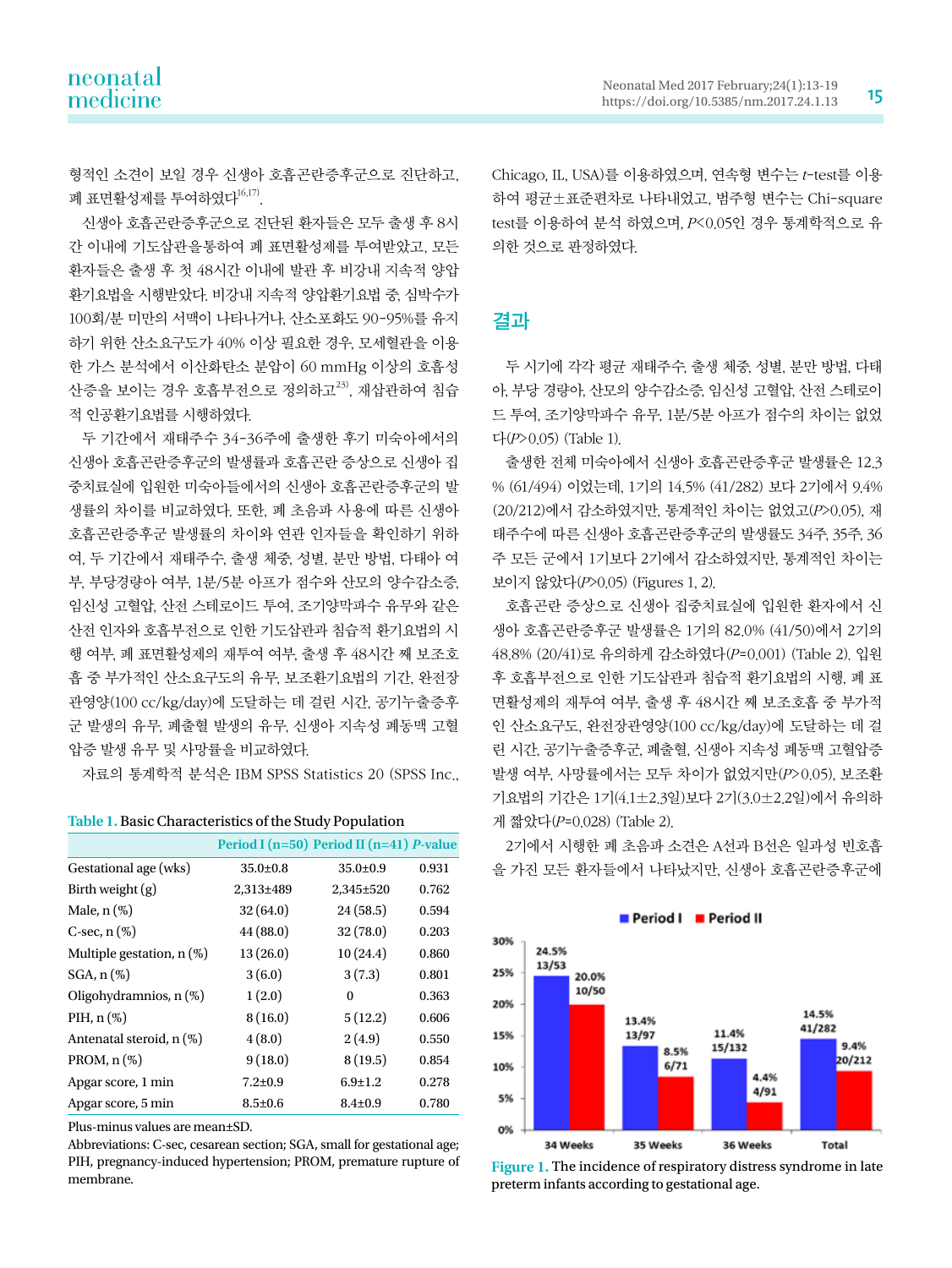형적인 소견이 보일 경우 신생아 호흡곤란증후군으로 진단하고, 폐 표면활성제를 투여하였다[16,17].

신생아 호흡곤란증후군으로 진단된 환자들은 모두 출생 후 8시간 이내에 기도삽관을통하여 폐 표면활성제를 투여받았고, 모든 환자들은 출생 후 첫 48시간 이내에 발관 후 비강내 지속적 양압환기요법을 시행받았다. 비강내 지속적 양압환기요법 중, 심박수가 100회/분 미만의 서맥이 나타나거나, 산소포화도 90-95%를 유지하기 위한 산소요구도가 40% 이상 필요한 경우, 모세혈관을 이용한 가스 분석에서 이산화탄소 분압이 60 mmHg 이상의 호흡성 산증을 보이는 경우 호흡부전으로 정의하고[23], 재삽관하여 침습적 인공환기요법을 시행하였다.

두 기간에서 재태주수 34-36주에 출생한 후기 미숙아에서의 신생아 호흡곤란증후군의 발생률과 호흡곤란 증상으로 신생아 집중치료실에 입원한 미숙아들에서의 신생아 호흡곤란증후군의 발생률의 차이를 비교하였다. 또한, 폐 초음파 사용에 따른 신생아 호흡곤란증후군 발생률의 차이와 연관 인자들을 확인하기 위하여, 두 기간에서 재태주수, 출생 체중, 성별, 분만 방법, 다태아 여부, 부당경량아 여부, 1분/5분 아프가 점수와 산모의 양수감소증, 임신성 고혈압, 산전 스테로이드 투여, 조기양막파수 유무와 같은 산전 인자와 호흡부전으로 인한 기도삽관과 침습적 환기요법의 시행 여부, 폐 표면활성제의 재투여 여부, 출생 후 48시간 째 보조호흡 중 부가적인 산소요구도의 유무, 보조환기요법의 기간, 완전장관영양(100 cc/kg/day)에 도달하는 데 걸린 시간, 공기누출증후군 발생의 유무, 폐출혈 발생의 유무, 신생아 지속성 폐동맥 고혈압증 발생 유무 및 사망률을 비교하였다.

자료의 통계학적 분석은 IBM SPSS Statistics 20 (SPSS Inc., Chicago, IL, USA)를 이용하였으며, 연속형 변수는 *t*-test를 이용하여 평균±표준편차로 나타내었고, 범주형 변수는 Chi-square test를 이용하여 분석 하였으며, $P<0.05$인 경우 통계학적으로 유의한 것으로 판정하였다.

**Table 1.** Basic Characteristics of the Study Population

| | Period I (n=50) | Period II (n=41) | *P*-value |
|---|---|---|---|
| Gestational age (wks) | 35.0±0.8 | 35.0±0.9 | 0.931 |
| Birth weight (g) | 2,313±489 | 2,345±520 | 0.762 |
| Male, n (%) | 32 (64.0) | 24 (58.5) | 0.594 |
| C-sec, n (%) | 44 (88.0) | 32 (78.0) | 0.203 |
| Multiple gestation, n (%) | 13 (26.0) | 10 (24.4) | 0.860 |
| SGA, n (%) | 3 (6.0) | 3 (7.3) | 0.801 |
| Oligohydramnios, n (%) | 1 (2.0) | 0 | 0.363 |
| PIH, n (%) | 8 (16.0) | 5 (12.2) | 0.606 |
| Antenatal steroid, n (%) | 4 (8.0) | 2 (4.9) | 0.550 |
| PROM, n (%) | 9 (18.0) | 8 (19.5) | 0.854 |
| Apgar score, 1 min | 7.2±0.9 | 6.9±1.2 | 0.278 |
| Apgar score, 5 min | 8.5±0.6 | 8.4±0.9 | 0.780 |

Plus-minus values are mean±SD.
Abbreviations: C-sec, cesarean section; SGA, small for gestational age; PIH, pregnancy-induced hypertension; PROM, premature rupture of membrane.

## 결과

두 시기에 각각 평균 재태주수, 출생 체중, 성별, 분만 방법, 다태아, 부당 경량아, 산모의 양수감소증, 임신성 고혈압, 산전 스테로이드 투여, 조기양막파수 유무, 1분/5분 아프가 점수의 차이는 없었다($P>0.05$) (Table 1).

출생한 전체 미숙아에서 신생아 호흡곤란증후군 발생률은 12.3% (61/494) 이었는데, 1기의 14.5% (41/282) 보다 2기에서 9.4% (20/212)에서 감소하였지만, 통계적인 차이는 없었고($P>0.05$), 재태주수에 따른 신생아 호흡곤란증후군의 발생률도 34주, 35주, 36주 모든 군에서 1기보다 2기에서 감소하였지만, 통계적인 차이는 보이지 않았다($P>0.05$) (Figures 1, 2).

호흡곤란 증상으로 신생아 집중치료실에 입원한 환자에서 신생아 호흡곤란증후군 발생률은 1기의 82.0% (41/50)에서 2기의 48.8% (20/41)로 유의하게 감소하였다($P=0.001$) (Table 2). 입원 후 호흡부전으로 인한 기도삽관과 침습적 환기요법의 시행, 폐 표면활성제의 재투여 여부, 출생 후 48시간 째 보조호흡 중 부가적인 산소요구도, 완전장관영양(100 cc/kg/day)에 도달하는 데 걸린 시간, 공기누출증후군, 폐출혈, 신생아 지속성 폐동맥 고혈압증 발생 여부, 사망률에서는 모두 차이가 없었지만($P>0.05$), 보조환기요법의 기간은 1기(4.1±2.3일)보다 2기(3.0±2.2일)에서 유의하게 짧았다($P=0.028$) (Table 2).

2기에서 시행한 폐 초음파 소견은 A선과 B선은 일과성 빈호흡을 가진 모든 환자들에서 나타났지만, 신생아 호흡곤란증후군에

Figure 1. The incidence of respiratory distress syndrome in late preterm infants according to gestational age.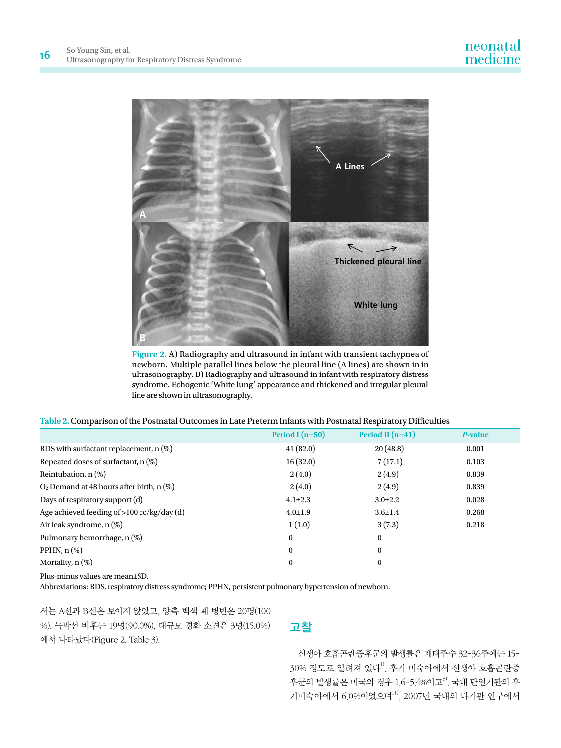Figure 2. A) Radiography and ultrasound in infant with transient tachypnea of newborn. Multiple parallel lines below the pleural line (A lines) are shown in in ultrasonography. B) Radiography and ultrasound in infant with respiratory distress syndrome. Echogenic 'White lung' appearance and thickened and irregular pleural line are shown in ultrasonography.

Table 2. Comparison of the Postnatal Outcomes in Late Preterm Infants with Postnatal Respiratory Difficulties

| | Period I (n=50) | Period II (n=41) | *P*-value |
|---|---|---|---|
| RDS with surfactant replacement, n (%) | 41 (82.0) | 20 (48.8) | 0.001 |
| Repeated doses of surfactant, n (%) | 16 (32.0) | 7 (17.1) | 0.103 |
| Reintubation, n (%) | 2 (4.0) | 2 (4.9) | 0.839 |
| $O_2$ Demand at 48 hours after birth, n (%) | 2 (4.0) | 2 (4.9) | 0.839 |
| Days of respiratory support (d) | 4.1±2.3 | 3.0±2.2 | 0.028 |
| Age achieved feeding of >100 cc/kg/day (d) | 4.0±1.9 | 3.6±1.4 | 0.268 |
| Air leak syndrome, n (%) | 1 (1.0) | 3 (7.3) | 0.218 |
| Pulmonary hemorrhage, n (%) | 0 | 0 | |
| PPHN, n (%) | 0 | 0 | |
| Mortality, n (%) | 0 | 0 | |

Plus-minus values are mean±SD.
Abbreviations: RDS, respiratory distress syndrome; PPHN, persistent pulmonary hypertension of newborn.

서는 A선과 B선은 보이지 않았고, 양측 백색 폐 병변은 20명(100%), 늑막선 비후는 19명(90.0%), 대규모 경화 소견은 3명(15.0%)에서 나타났다(Figure 2, Table 3).

## 고찰

신생아 호흡곤란증후군의 발생률은 재태주수 32-36주에는 15-30% 정도로 알려져 있다[1]. 후기 미숙아에서 신생아 호흡곤란증후군의 발생률은 미국의 경우 1.6-5.4%이고[8], 국내 단일기관의 후기미숙아에서 6.0%이었으며[11], 2007년 국내의 다기관 연구에서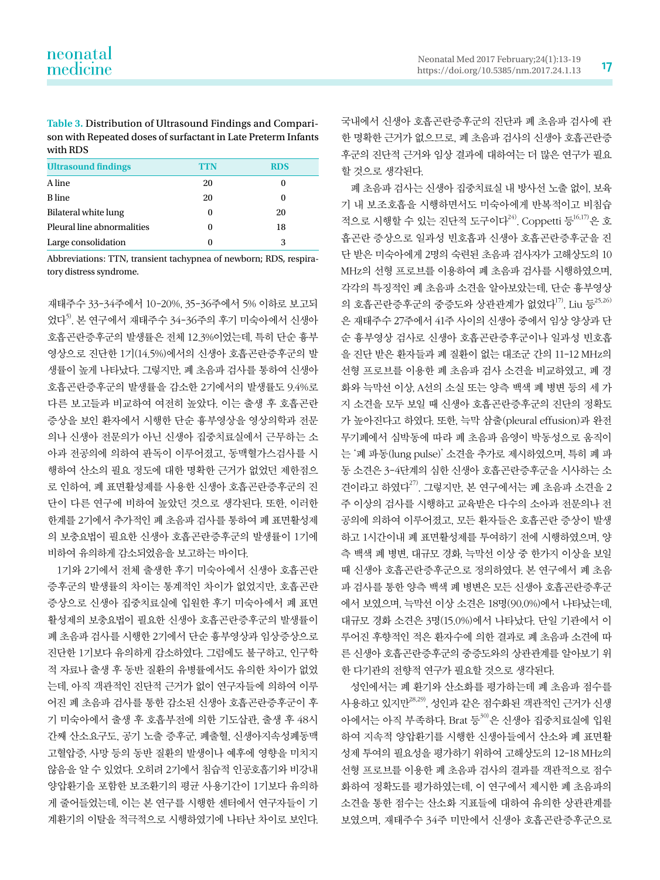**Table 3.** Distribution of Ultrasound Findings and Comparison with Repeated doses of surfactant in Late Preterm Infants with RDS

| Ultrasound findings | TTN | RDS |
|---|---|---|
| A line | 20 | 0 |
| B line | 20 | 0 |
| Bilateral white lung | 0 | 20 |
| Pleural line abnormalities | 0 | 18 |
| Large consolidation | 0 | 3 |

Abbreviations: TTN, transient tachypnea of newborn; RDS, respiratory distress syndrome.

재태주수 33-34주에서 10-20%, 35-36주에서 5% 이하로 보고되었다[5]. 본 연구에서 재태주수 34-36주의 후기 미숙아에서 신생아 호흡곤란증후군의 발생률은 전체 12.3%이었는데, 특히 단순 흉부영상으로 진단한 1기(14.5%)에서의 신생아 호흡곤란증후군의 발생률이 높게 나타났다. 그렇지만, 폐 초음파 검사를 통하여 신생아 호흡곤란증후군의 발생률을 감소한 2기에서의 발생률도 9.4%로 다른 보고들과 비교하여 여전히 높았다. 이는 출생 후 호흡곤란 증상을 보인 환자에서 시행한 단순 흉부영상을 영상의학과 전문의나 신생아 전문의가 아닌 신생아 집중치료실에서 근무하는 소아과 전공의에 의하여 판독이 이루어졌고, 동맥혈가스검사를 시행하여 산소의 필요 정도에 대한 명확한 근거가 없었던 제한점으로 인하여, 폐 표면활성제를 사용한 신생아 호흡곤란증후군의 진단이 다른 연구에 비하여 높았던 것으로 생각된다. 또한, 이러한 한계를 2기에서 추가적인 폐 초음파 검사를 통하여 폐 표면활성제의 보충요법이 필요한 신생아 호흡곤란증후군의 발생률이 1기에 비하여 유의하게 감소되었음을 보고하는 바이다.

1기와 2기에서 전체 출생한 후기 미숙아에서 신생아 호흡곤란증후군의 발생률의 차이는 통계적인 차이가 없었지만, 호흡곤란 증상으로 신생아 집중치료실에 입원한 후기 미숙아에서 폐 표면활성제의 보충요법이 필요한 신생아 호흡곤란증후군의 발생률이 폐 초음파 검사를 시행한 2기에서 단순 흉부영상과 임상증상으로 진단한 1기보다 유의하게 감소하였다. 그럼에도 불구하고, 인구학적 자료나 출생 후 동반 질환의 유병률에서도 유의한 차이가 없었는데, 아직 객관적인 진단적 근거가 없이 연구자들에 의하여 이루어진 폐 초음파 검사를 통한 감소된 신생아 호흡곤란증후군이 후기 미숙아에서 출생 후 호흡부전에 의한 기도삽관, 출생 후 48시간째 산소요구도, 공기 노출 증후군, 폐출혈, 신생아지속성폐동맥고혈압증, 사망 등의 동반 질환의 발생이나 예후에 영향을 미치지 않음을 알 수 있었다. 오히려 2기에서 침습적 인공호흡기와 비강내 양압환기를 포함한 보조환기의 평균 사용기간이 1기보다 유의하게 줄어들었는데, 이는 본 연구를 시행한 센터에서 연구자들이 기계환기의 이탈을 적극적으로 시행하였기에 나타난 차이로 보인다. 국내에서 신생아 호흡곤란증후군의 진단과 폐 초음파 검사에 관한 명확한 근거가 없으므로, 폐 초음파 검사의 신생아 호흡곤란증후군의 진단적 근거와 임상 결과에 대하여는 더 많은 연구가 필요할 것으로 생각된다.

폐 초음파 검사는 신생아 집중치료실 내 방사선 노출 없이, 보육기 내 보조호흡을 시행하면서도 미숙아에게 반복적이고 비침습적으로 시행할 수 있는 진단적 도구이다[24]. Coppetti 등[16,17]은 호흡곤란 증상으로 일과성 빈호흡과 신생아 호흡곤란증후군을 진단 받은 미숙아에게 2명의 숙련된 초음파 검사자가 고해상도의 10 MHz의 선형 프로브를 이용하여 폐 초음파 검사를 시행하였으며, 각각의 특징적인 폐 초음파 소견을 알아보았는데, 단순 흉부영상의 호흡곤란증후군의 중증도와 상관관계가 없었다[17]. Liu 등[25,26]은 재태주수 27주에서 41주 사이의 신생아 중에서 임상 양상과 단순 흉부영상 검사로 신생아 호흡곤란증후군이나 일과성 빈호흡을 진단 받은 환자들과 폐 질환이 없는 대조군 간의 11-12 MHz의 선형 프로브를 이용한 폐 초음파 검사 소견을 비교하였고, 폐 경화와 늑막선 이상, A선의 소실 또는 양측 백색 폐 병변 등의 세 가지 소견을 모두 보일 때 신생아 호흡곤란증후군의 진단의 정확도가 높아진다고 하였다. 또한, 늑막 삼출(pleural effusion)과 완전 무기폐에서 심박동에 따라 폐 초음파 음영이 박동성으로 움직이는 '폐 파동(lung pulse)' 소견을 추가로 제시하였으며, 특히 폐 파동 소견은 3-4단계의 심한 신생아 호흡곤란증후군을 시사하는 소견이라고 하였다[27]. 그렇지만, 본 연구에서는 폐 초음파 소견을 2주 이상의 검사를 시행하고 교육받은 다수의 소아과 전문의나 전공의에 의하여 이루어졌고, 모든 환자들은 호흡곤란 증상이 발생하고 1시간이내 폐 표면활성제를 투여하기 전에 시행하였으며, 양측 백색 폐 병변, 대규모 경화, 늑막선 이상 중 한가지 이상을 보일 때 신생아 호흡곤란증후군으로 정의하였다. 본 연구에서 폐 초음파 검사를 통한 양측 백색 폐 병변은 모든 신생아 호흡곤란증후군에서 보였으며, 늑막선 이상 소견은 18명(90.0%)에서 나타났는데, 대규모 경화 소견은 3명(15.0%)에서 나타났다. 단일 기관에서 이루어진 후향적인 적은 환자수에 의한 결과로 폐 초음파 소견에 따른 신생아 호흡곤란증후군의 중증도와의 상관관계를 알아보기 위한 다기관의 전향적 연구가 필요할 것으로 생각된다.

성인에서는 폐 환기와 산소화를 평가하는데 폐 초음파 점수를 사용하고 있지만[28,29], 성인과 같은 점수화된 객관적인 근거가 신생아에서는 아직 부족하다. Brat 등[30]은 신생아 집중치료실에 입원하여 지속적 양압환기를 시행한 신생아들에서 산소와 폐 표면활성제 투여의 필요성을 평가하기 위하여 고해상도의 12-18 MHz의 선형 프로브를 이용한 폐 초음파 검사의 결과를 객관적으로 점수화하여 정확도를 평가하였는데, 이 연구에서 제시한 폐 초음파의 소견을 통한 점수는 산소화 지표들에 대하여 유의한 상관관계를 보였으며, 재태주수 34주 미만에서 신생아 호흡곤란증후군으로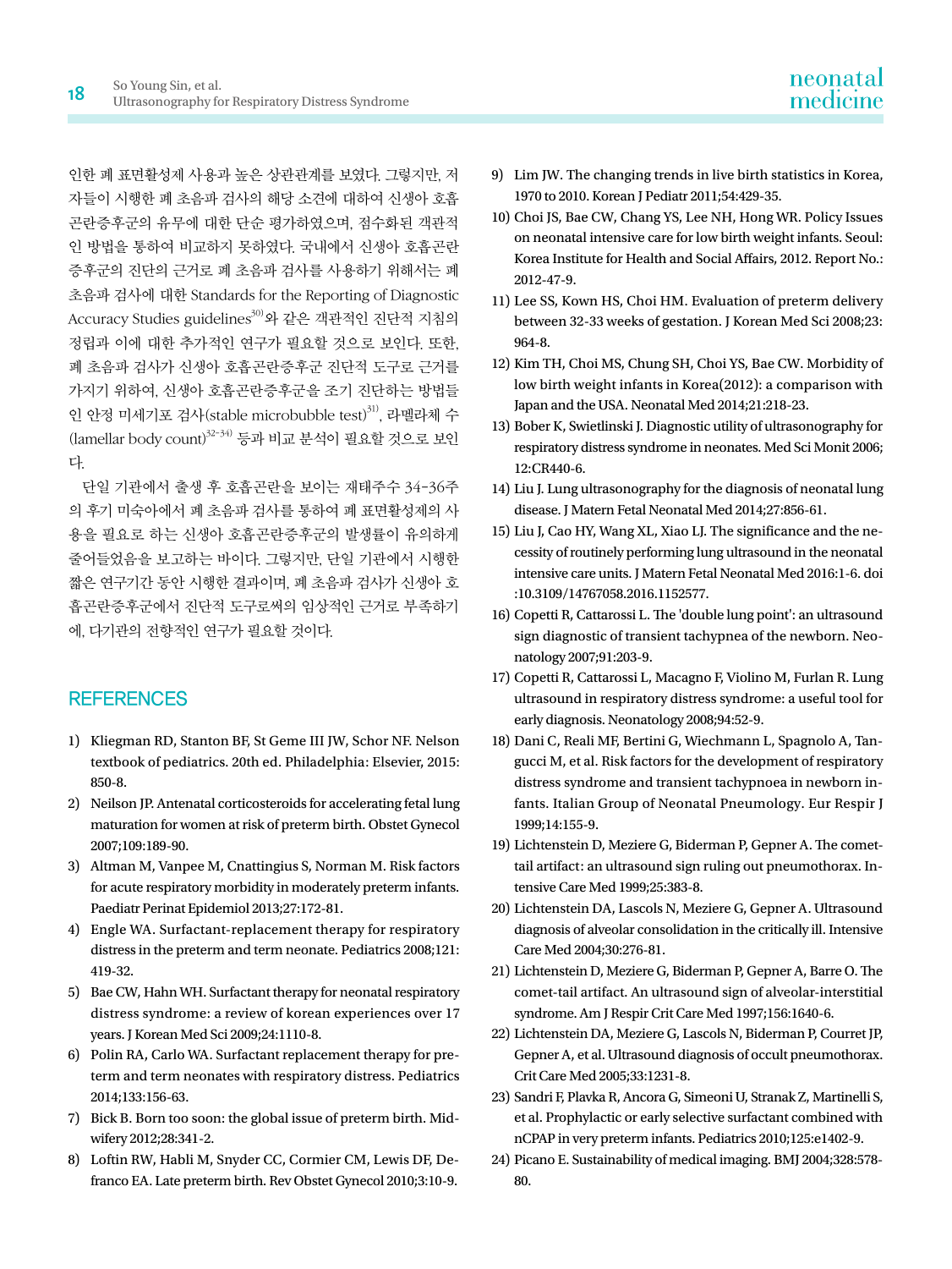인한 폐 표면활성제 사용과 높은 상관관계를 보였다. 그렇지만, 저자들이 시행한 폐 초음파 검사의 해당 소견에 대하여 신생아 호흡곤란증후군의 유무에 대한 단순 평가하였으며, 점수화된 객관적인 방법을 통하여 비교하지 못하였다. 국내에서 신생아 호흡곤란증후군의 진단의 근거로 폐 초음파 검사를 사용하기 위해서는 폐 초음파 검사에 대한 Standards for the Reporting of Diagnostic Accuracy Studies guidelines[30]와 같은 객관적인 진단적 지침의 정립과 이에 대한 추가적인 연구가 필요할 것으로 보인다. 또한, 폐 초음파 검사가 신생아 호흡곤란증후군 진단적 도구로 근거를 가지기 위하여, 신생아 호흡곤란증후군을 조기 진단하는 방법들인 안정 미세기포 검사(stable microbubble test)[31], 라멜라체 수(lamellar body count)[32-34] 등과 비교 분석이 필요할 것으로 보인다.

단일 기관에서 출생 후 호흡곤란을 보이는 재태주수 34-36주의 후기 미숙아에서 폐 초음파 검사를 통하여 폐 표면활성제의 사용을 필요로 하는 신생아 호흡곤란증후군의 발생률이 유의하게 줄어들었음을 보고하는 바이다. 그렇지만, 단일 기관에서 시행한 짧은 연구기간 동안 시행한 결과이며, 폐 초음파 검사가 신생아 호흡곤란증후군에서 진단적 도구로써의 임상적인 근거로 부족하기에, 다기관의 전향적인 연구가 필요할 것이다.

## REFERENCES

1) Kliegman RD, Stanton BF, St Geme III JW, Schor NF. Nelson textbook of pediatrics. 20th ed. Philadelphia: Elsevier, 2015: 850-8.
2) Neilson JP. Antenatal corticosteroids for accelerating fetal lung maturation for women at risk of preterm birth. Obstet Gynecol 2007;109:189-90.
3) Altman M, Vanpee M, Cnattingius S, Norman M. Risk factors for acute respiratory morbidity in moderately preterm infants. Paediatr Perinat Epidemiol 2013;27:172-81.
4) Engle WA. Surfactant-replacement therapy for respiratory distress in the preterm and term neonate. Pediatrics 2008;121: 419-32.
5) Bae CW, Hahn WH. Surfactant therapy for neonatal respiratory distress syndrome: a review of korean experiences over 17 years. J Korean Med Sci 2009;24:1110-8.
6) Polin RA, Carlo WA. Surfactant replacement therapy for preterm and term neonates with respiratory distress. Pediatrics 2014;133:156-63.
7) Bick B. Born too soon: the global issue of preterm birth. Midwifery 2012;28:341-2.
8) Loftin RW, Habli M, Snyder CC, Cormier CM, Lewis DF, Defranco EA. Late preterm birth. Rev Obstet Gynecol 2010;3:10-9.
9) Lim JW. The changing trends in live birth statistics in Korea, 1970 to 2010. Korean J Pediatr 2011;54:429-35.
10) Choi JS, Bae CW, Chang YS, Lee NH, Hong WR. Policy Issues on neonatal intensive care for low birth weight infants. Seoul: Korea Institute for Health and Social Affairs, 2012. Report No.: 2012-47-9.
11) Lee SS, Kown HS, Choi HM. Evaluation of preterm delivery between 32-33 weeks of gestation. J Korean Med Sci 2008;23: 964-8.
12) Kim TH, Choi MS, Chung SH, Choi YS, Bae CW. Morbidity of low birth weight infants in Korea(2012): a comparison with Japan and the USA. Neonatal Med 2014;21:218-23.
13) Bober K, Swietlinski J. Diagnostic utility of ultrasonography for respiratory distress syndrome in neonates. Med Sci Monit 2006; 12:CR440-6.
14) Liu J. Lung ultrasonography for the diagnosis of neonatal lung disease. J Matern Fetal Neonatal Med 2014;27:856-61.
15) Liu J, Cao HY, Wang XL, Xiao LJ. The significance and the necessity of routinely performing lung ultrasound in the neonatal intensive care units. J Matern Fetal Neonatal Med 2016:1-6. doi :10.3109/14767058.2016.1152577.
16) Copetti R, Cattarossi L. The 'double lung point': an ultrasound sign diagnostic of transient tachypnea of the newborn. Neonatology 2007;91:203-9.
17) Copetti R, Cattarossi L, Macagno F, Violino M, Furlan R. Lung ultrasound in respiratory distress syndrome: a useful tool for early diagnosis. Neonatology 2008;94:52-9.
18) Dani C, Reali MF, Bertini G, Wiechmann L, Spagnolo A, Tangucci M, et al. Risk factors for the development of respiratory distress syndrome and transient tachypnoea in newborn infants. Italian Group of Neonatal Pneumology. Eur Respir J 1999;14:155-9.
19) Lichtenstein D, Meziere G, Biderman P, Gepner A. The comet-tail artifact: an ultrasound sign ruling out pneumothorax. Intensive Care Med 1999;25:383-8.
20) Lichtenstein DA, Lascols N, Meziere G, Gepner A. Ultrasound diagnosis of alveolar consolidation in the critically ill. Intensive Care Med 2004;30:276-81.
21) Lichtenstein D, Meziere G, Biderman P, Gepner A, Barre O. The comet-tail artifact. An ultrasound sign of alveolar-interstitial syndrome. Am J Respir Crit Care Med 1997;156:1640-6.
22) Lichtenstein DA, Meziere G, Lascols N, Biderman P, Courret JP, Gepner A, et al. Ultrasound diagnosis of occult pneumothorax. Crit Care Med 2005;33:1231-8.
23) Sandri F, Plavka R, Ancora G, Simeoni U, Stranak Z, Martinelli S, et al. Prophylactic or early selective surfactant combined with nCPAP in very preterm infants. Pediatrics 2010;125:e1402-9.
24) Picano E. Sustainability of medical imaging. BMJ 2004;328:578-80.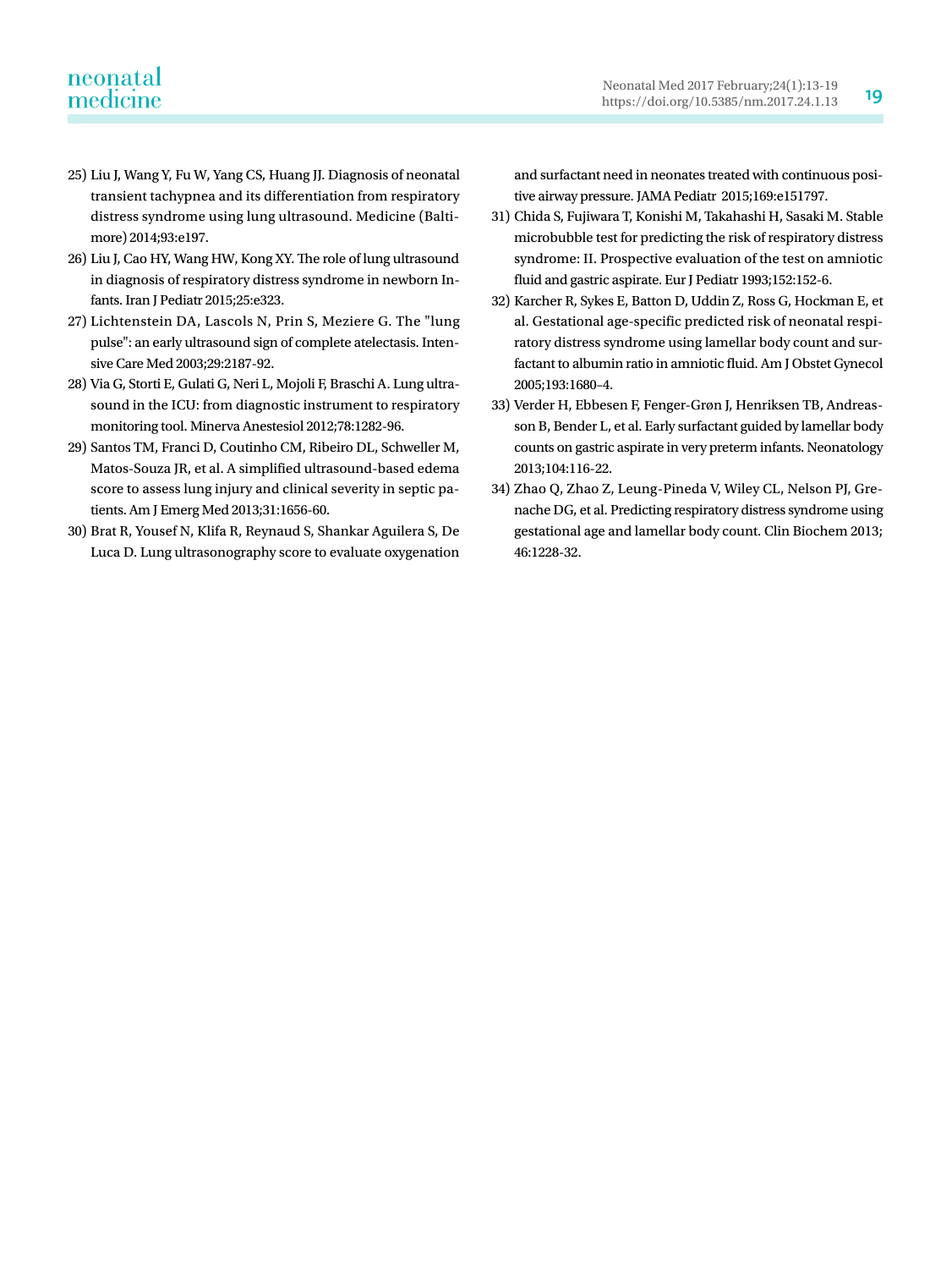25) Liu J, Wang Y, Fu W, Yang CS, Huang JJ. Diagnosis of neonatal transient tachypnea and its differentiation from respiratory distress syndrome using lung ultrasound. Medicine (Baltimore) 2014;93:e197.
26) Liu J, Cao HY, Wang HW, Kong XY. The role of lung ultrasound in diagnosis of respiratory distress syndrome in newborn Infants. Iran J Pediatr 2015;25:e323.
27) Lichtenstein DA, Lascols N, Prin S, Meziere G. The "lung pulse": an early ultrasound sign of complete atelectasis. Intensive Care Med 2003;29:2187-92.
28) Via G, Storti E, Gulati G, Neri L, Mojoli F, Braschi A. Lung ultrasound in the ICU: from diagnostic instrument to respiratory monitoring tool. Minerva Anestesiol 2012;78:1282-96.
29) Santos TM, Franci D, Coutinho CM, Ribeiro DL, Schweller M, Matos-Souza JR, et al. A simplified ultrasound-based edema score to assess lung injury and clinical severity in septic patients. Am J Emerg Med 2013;31:1656-60.
30) Brat R, Yousef N, Klifa R, Reynaud S, Shankar Aguilera S, De Luca D. Lung ultrasonography score to evaluate oxygenation and surfactant need in neonates treated with continuous positive airway pressure. JAMA Pediatr 2015;169:e151797.
31) Chida S, Fujiwara T, Konishi M, Takahashi H, Sasaki M. Stable microbubble test for predicting the risk of respiratory distress syndrome: II. Prospective evaluation of the test on amniotic fluid and gastric aspirate. Eur J Pediatr 1993;152:152-6.
32) Karcher R, Sykes E, Batton D, Uddin Z, Ross G, Hockman E, et al. Gestational age-specific predicted risk of neonatal respiratory distress syndrome using lamellar body count and surfactant to albumin ratio in amniotic fluid. Am J Obstet Gynecol 2005;193:1680–4.
33) Verder H, Ebbesen F, Fenger-Grøn J, Henriksen TB, Andreasson B, Bender L, et al. Early surfactant guided by lamellar body counts on gastric aspirate in very preterm infants. Neonatology 2013;104:116-22.
34) Zhao Q, Zhao Z, Leung-Pineda V, Wiley CL, Nelson PJ, Grenache DG, et al. Predicting respiratory distress syndrome using gestational age and lamellar body count. Clin Biochem 2013;46:1228-32.